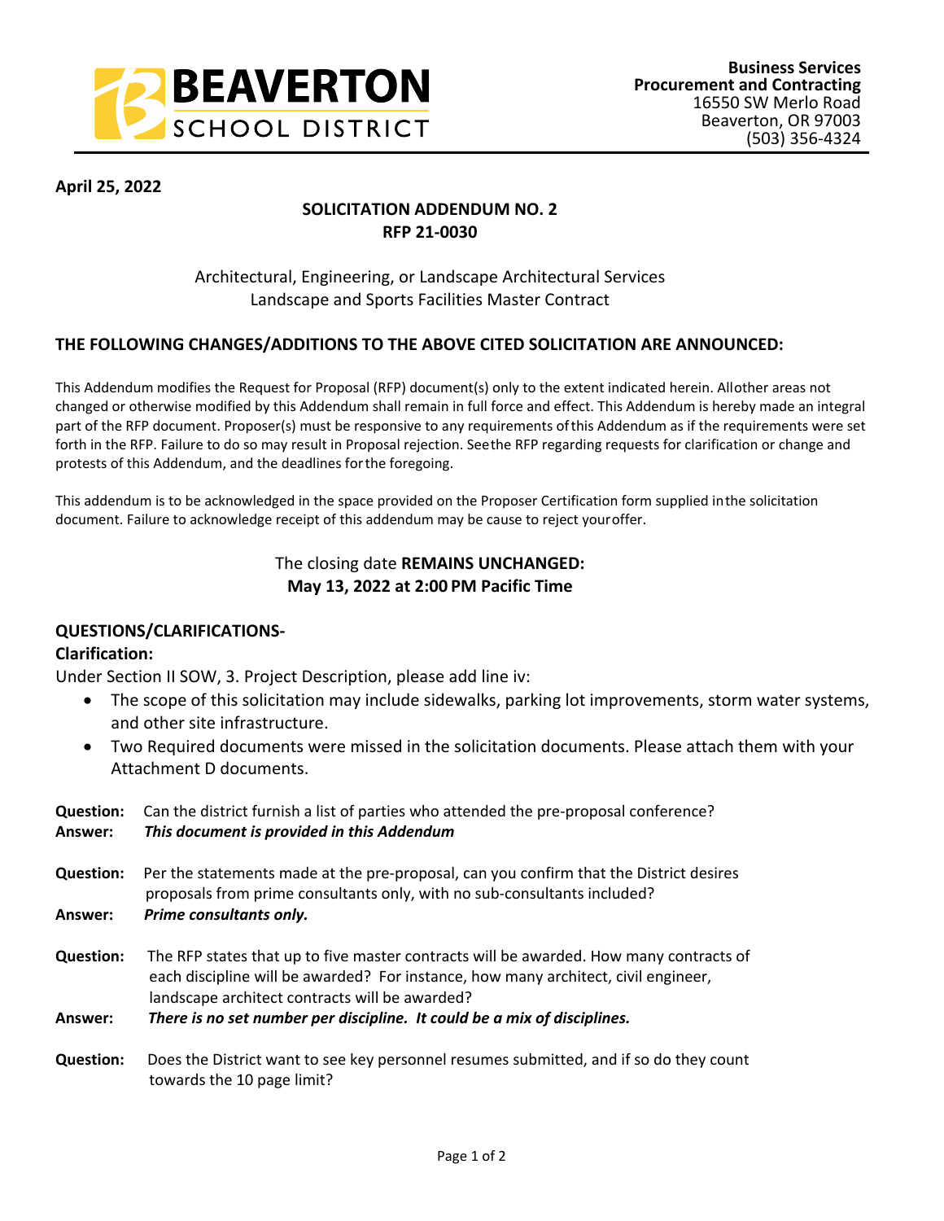**BEAVERTON SCHOOL DISTRICT**

**Business Services**
**Procurement and Contracting**
16550 SW Merlo Road
Beaverton, OR 97003
(503) 356-4324

**April 25, 2022**

**SOLICITATION ADDENDUM NO. 2**
**RFP 21-0030**

Architectural, Engineering, or Landscape Architectural Services
Landscape and Sports Facilities Master Contract

## THE FOLLOWING CHANGES/ADDITIONS TO THE ABOVE CITED SOLICITATION ARE ANNOUNCED:

This Addendum modifies the Request for Proposal (RFP) document(s) only to the extent indicated herein. All other areas not changed or otherwise modified by this Addendum shall remain in full force and effect. This Addendum is hereby made an integral part of the RFP document. Proposer(s) must be responsive to any requirements of this Addendum as if the requirements were set forth in the RFP. Failure to do so may result in Proposal rejection. See the RFP regarding requests for clarification or change and protests of this Addendum, and the deadlines for the foregoing.

This addendum is to be acknowledged in the space provided on the Proposer Certification form supplied in the solicitation document. Failure to acknowledge receipt of this addendum may be cause to reject your offer.

The closing date **REMAINS UNCHANGED:**
**May 13, 2022 at 2:00 PM Pacific Time**

**QUESTIONS/CLARIFICATIONS-**

**Clarification:**

Under Section II SOW, 3. Project Description, please add line iv:

- The scope of this solicitation may include sidewalks, parking lot improvements, storm water systems, and other site infrastructure.
- Two Required documents were missed in the solicitation documents. Please attach them with your Attachment D documents.

**Question:** Can the district furnish a list of parties who attended the pre-proposal conference?
**Answer:** ***This document is provided in this Addendum***

**Question:** Per the statements made at the pre-proposal, can you confirm that the District desires proposals from prime consultants only, with no sub-consultants included?
**Answer:** ***Prime consultants only.***

**Question:** The RFP states that up to five master contracts will be awarded. How many contracts of each discipline will be awarded? For instance, how many architect, civil engineer, landscape architect contracts will be awarded?
**Answer:** ***There is no set number per discipline. It could be a mix of disciplines.***

**Question:** Does the District want to see key personnel resumes submitted, and if so do they count towards the 10 page limit?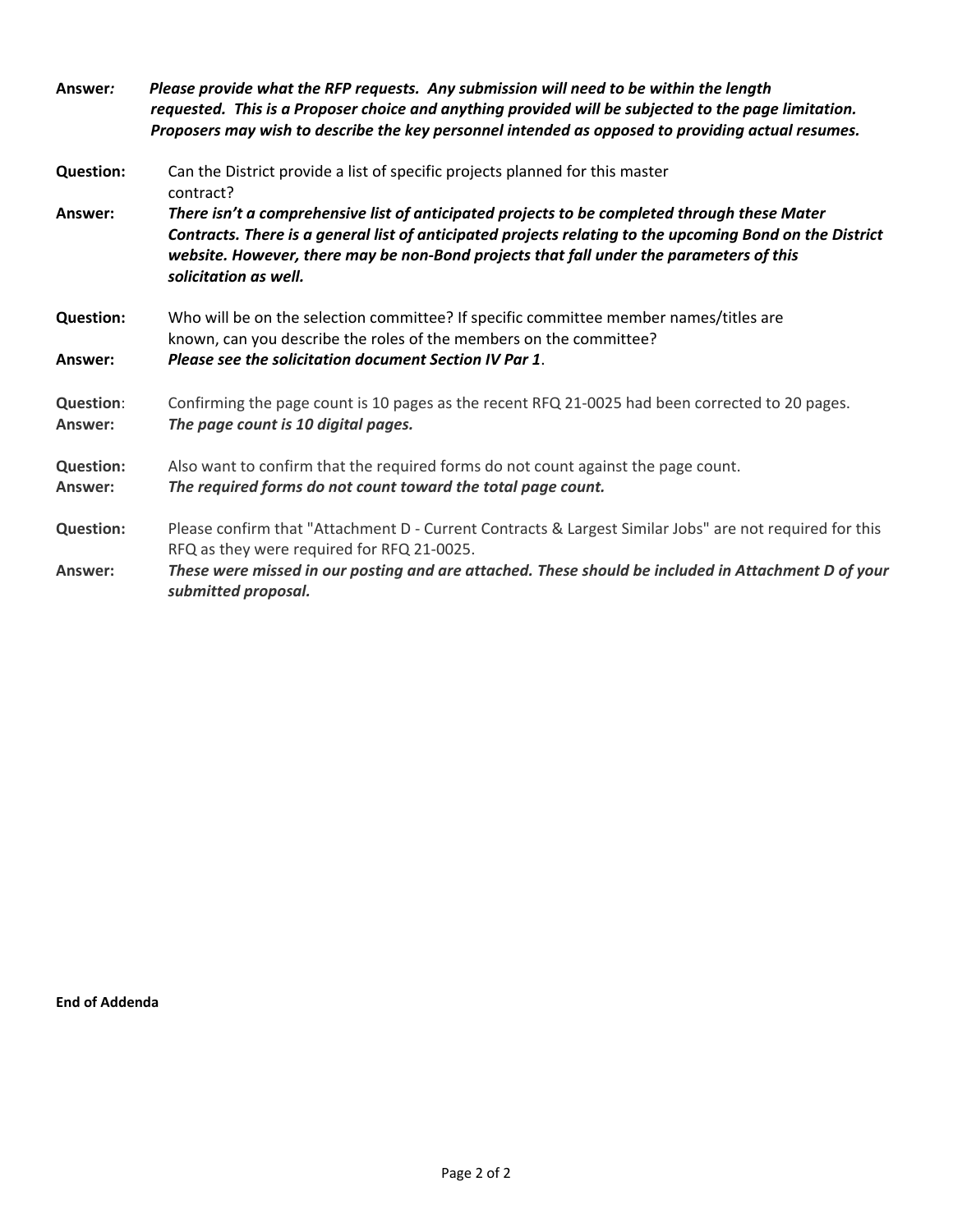**Answer:** ***Please provide what the RFP requests. Any submission will need to be within the length requested. This is a Proposer choice and anything provided will be subjected to the page limitation. Proposers may wish to describe the key personnel intended as opposed to providing actual resumes.***

**Question:** Can the District provide a list of specific projects planned for this master contract?

**Answer:** ***There isn't a comprehensive list of anticipated projects to be completed through these Mater Contracts. There is a general list of anticipated projects relating to the upcoming Bond on the District website. However, there may be non-Bond projects that fall under the parameters of this solicitation as well.***

**Question:** Who will be on the selection committee? If specific committee member names/titles are known, can you describe the roles of the members on the committee?

**Answer:** ***Please see the solicitation document Section IV Par 1***.

**Question**: Confirming the page count is 10 pages as the recent RFQ 21-0025 had been corrected to 20 pages.

**Answer:** ***The page count is 10 digital pages.***

**Question:** Also want to confirm that the required forms do not count against the page count.

**Answer:** ***The required forms do not count toward the total page count.***

**Question:** Please confirm that "Attachment D - Current Contracts & Largest Similar Jobs" are not required for this RFQ as they were required for RFQ 21-0025.

**Answer:** ***These were missed in our posting and are attached. These should be included in Attachment D of your submitted proposal.***

**End of Addenda**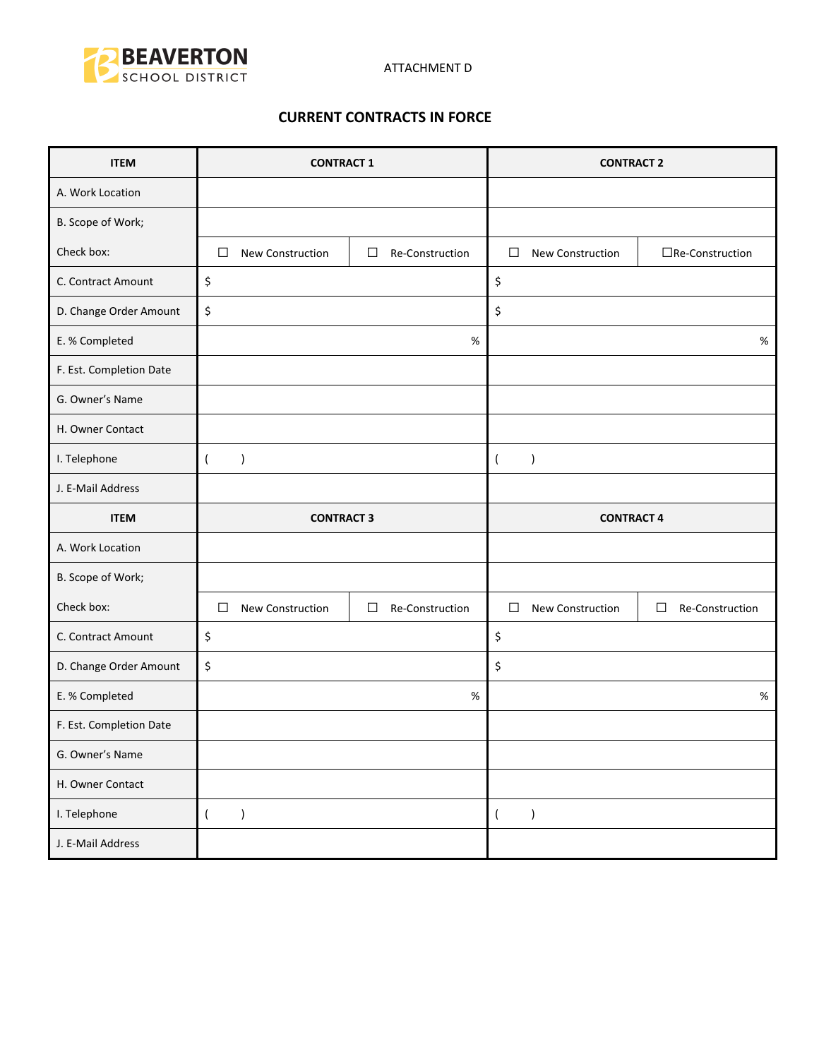BEAVERTON SCHOOL DISTRICT

ATTACHMENT D

## CURRENT CONTRACTS IN FORCE

| ITEM | CONTRACT 1 | | CONTRACT 2 | |
|---|---|---|---|---|
| A. Work Location | | | | |
| B. Scope of Work; | | | | |
| Check box: | ☐ New Construction | ☐ Re-Construction | ☐ New Construction | ☐Re-Construction |
| C. Contract Amount | $ | | $ | |
| D. Change Order Amount | $ | | $ | |
| E. % Completed | % | | % | |
| F. Est. Completion Date | | | | |
| G. Owner's Name | | | | |
| H. Owner Contact | | | | |
| I. Telephone | ( ) | | ( ) | |
| J. E-Mail Address | | | | |
| **ITEM** | **CONTRACT 3** | | **CONTRACT 4** | |
| A. Work Location | | | | |
| B. Scope of Work; | | | | |
| Check box: | ☐ New Construction | ☐ Re-Construction | ☐ New Construction | ☐ Re-Construction |
| C. Contract Amount | $ | | $ | |
| D. Change Order Amount | $ | | $ | |
| E. % Completed | % | | % | |
| F. Est. Completion Date | | | | |
| G. Owner's Name | | | | |
| H. Owner Contact | | | | |
| I. Telephone | ( ) | | ( ) | |
| J. E-Mail Address | | | | |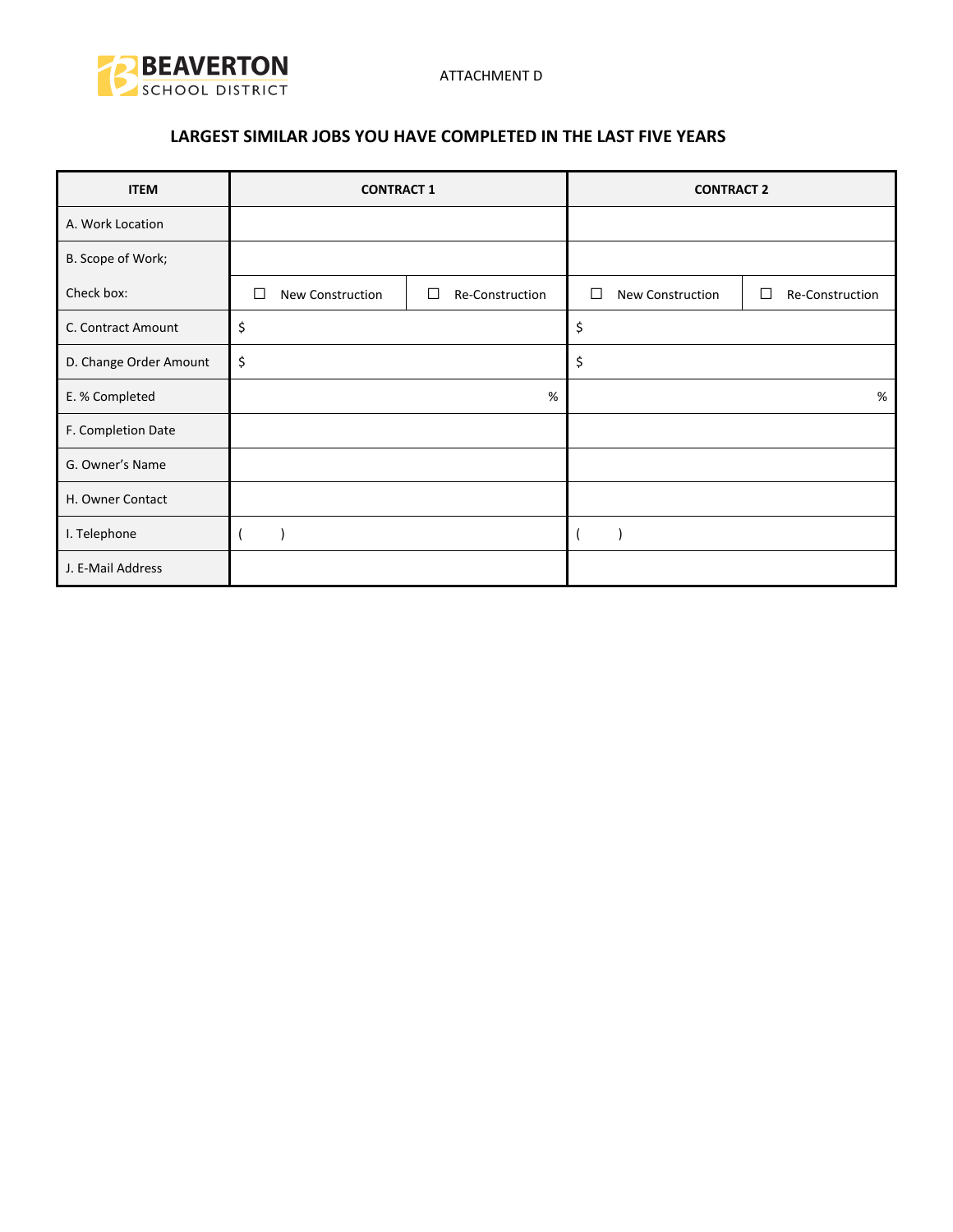BEAVERTON SCHOOL DISTRICT

ATTACHMENT D

## LARGEST SIMILAR JOBS YOU HAVE COMPLETED IN THE LAST FIVE YEARS

| ITEM | CONTRACT 1 | | CONTRACT 2 | |
|---|---|---|---|---|
| A. Work Location | | | | |
| B. Scope of Work; | | | | |
| Check box: | ☐ New Construction | ☐ Re-Construction | ☐ New Construction | ☐ Re-Construction |
| C. Contract Amount | $ | | $ | |
| D. Change Order Amount | $ | | $ | |
| E. % Completed | % | | % | |
| F. Completion Date | | | | |
| G. Owner's Name | | | | |
| H. Owner Contact | | | | |
| I. Telephone | ( ) | | ( ) | |
| J. E-Mail Address | | | | |